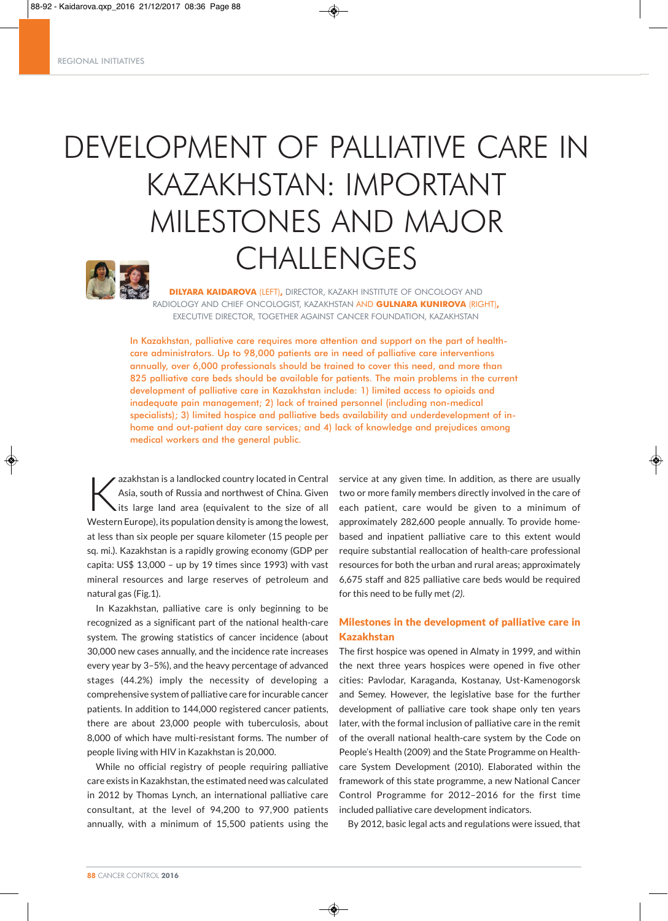# DEVELOPMENT OF PALLIATIVE CARE IN KAZAKHSTAN: IMPORTANT MILESTONES AND MAJOR CHALLENGES

**DILYARA KAIDAROVA** (LEFT), DIRECTOR, KAZAKH INSTITUTE OF ONCOLOGY AND RADIOLOGY AND CHIEF ONCOLOGIST, KAZAKHSTAN AND **GULNARA KUNIROVA** (RIGHT), EXECUTIVE DIRECTOR, TOGETHER AGAINST CANCER FOUNDATION, KAZAKHSTAN

In Kazakhstan, palliative care requires more attention and support on the part of health-care administrators. Up to 98,000 patients are in need of palliative care interventions annually, over 6,000 professionals should be trained to cover this need, and more than 825 palliative care beds should be available for patients. The main problems in the current development of palliative care in Kazakhstan include: 1) limited access to opioids and inadequate pain management; 2) lack of trained personnel (including non-medical specialists); 3) limited hospice and palliative beds availability and underdevelopment of in-home and out-patient day care services; and 4) lack of knowledge and prejudices among medical workers and the general public.

Kazakhstan is a landlocked country located in Central Asia, south of Russia and northwest of China. Given its large land area (equivalent to the size of all Western Europe), its population density is among the lowest, at less than six people per square kilometer (15 people per sq. mi.). Kazakhstan is a rapidly growing economy (GDP per capita: US$ 13,000 – up by 19 times since 1993) with vast mineral resources and large reserves of petroleum and natural gas (Fig.1).

In Kazakhstan, palliative care is only beginning to be recognized as a significant part of the national health-care system. The growing statistics of cancer incidence (about 30,000 new cases annually, and the incidence rate increases every year by 3–5%), and the heavy percentage of advanced stages (44.2%) imply the necessity of developing a comprehensive system of palliative care for incurable cancer patients. In addition to 144,000 registered cancer patients, there are about 23,000 people with tuberculosis, about 8,000 of which have multi-resistant forms. The number of people living with HIV in Kazakhstan is 20,000.

While no official registry of people requiring palliative care exists in Kazakhstan, the estimated need was calculated in 2012 by Thomas Lynch, an international palliative care consultant, at the level of 94,200 to 97,900 patients annually, with a minimum of 15,500 patients using the service at any given time. In addition, as there are usually two or more family members directly involved in the care of each patient, care would be given to a minimum of approximately 282,600 people annually. To provide home-based and inpatient palliative care to this extent would require substantial reallocation of health-care professional resources for both the urban and rural areas; approximately 6,675 staff and 825 palliative care beds would be required for this need to be fully met *(2)*.

## Milestones in the development of palliative care in Kazakhstan

The first hospice was opened in Almaty in 1999, and within the next three years hospices were opened in five other cities: Pavlodar, Karaganda, Kostanay, Ust-Kamenogorsk and Semey. However, the legislative base for the further development of palliative care took shape only ten years later, with the formal inclusion of palliative care in the remit of the overall national health-care system by the Code on People's Health (2009) and the State Programme on Health-care System Development (2010). Elaborated within the framework of this state programme, a new National Cancer Control Programme for 2012–2016 for the first time included palliative care development indicators.

By 2012, basic legal acts and regulations were issued, that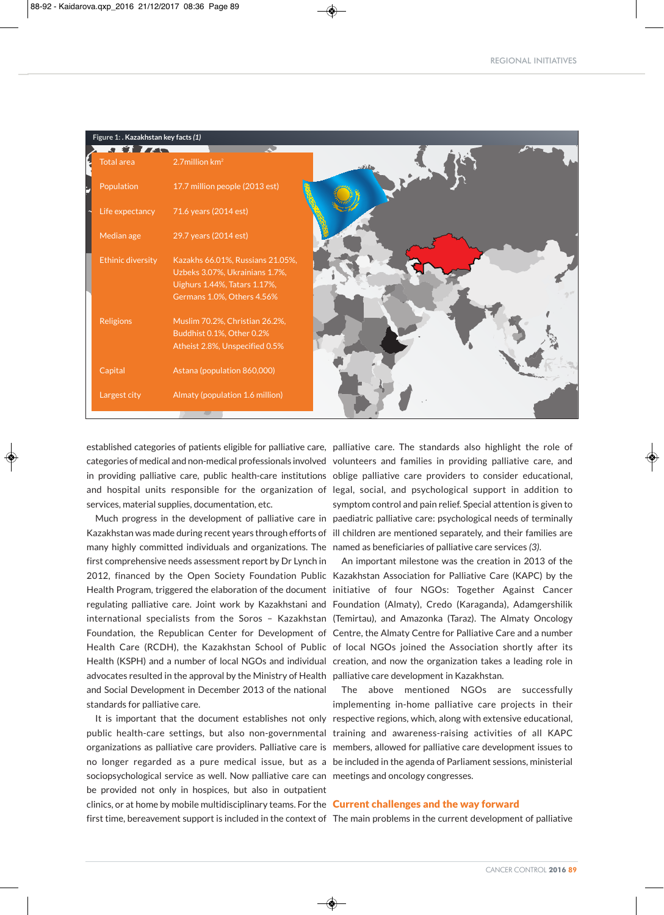Figure 1: . Kazakhstan key facts *(1)*

| | |
|---|---|
| Total area | 2.7million km² |
| Population | 17.7 million people (2013 est) |
| Life expectancy | 71.6 years (2014 est) |
| Median age | 29.7 years (2014 est) |
| Ethinic diversity | Kazakhs 66.01%, Russians 21.05%, Uzbeks 3.07%, Ukrainians 1.7%, Uighurs 1.44%, Tatars 1.17%, Germans 1.0%, Others 4.56% |
| Religions | Muslim 70.2%, Christian 26.2%, Buddhist 0.1%, Other 0.2% Atheist 2.8%, Unspecified 0.5% |
| Capital | Astana (population 860,000) |
| Largest city | Almaty (population 1.6 million) |

established categories of patients eligible for palliative care, categories of medical and non-medical professionals involved in providing palliative care, public health-care institutions and hospital units responsible for the organization of services, material supplies, documentation, etc.

Much progress in the development of palliative care in Kazakhstan was made during recent years through efforts of many highly committed individuals and organizations. The first comprehensive needs assessment report by Dr Lynch in 2012, financed by the Open Society Foundation Public Health Program, triggered the elaboration of the document regulating palliative care. Joint work by Kazakhstani and international specialists from the Soros – Kazakhstan Foundation, the Republican Center for Development of Health Care (RCDH), the Kazakhstan School of Public Health (KSPH) and a number of local NGOs and individual advocates resulted in the approval by the Ministry of Health and Social Development in December 2013 of the national standards for palliative care.

It is important that the document establishes not only public health-care settings, but also non-governmental organizations as palliative care providers. Palliative care is no longer regarded as a pure medical issue, but as a sociopsychological service as well. Now palliative care can be provided not only in hospices, but also in outpatient clinics, or at home by mobile multidisciplinary teams. For the first time, bereavement support is included in the context of palliative care. The standards also highlight the role of volunteers and families in providing palliative care, and oblige palliative care providers to consider educational, legal, social, and psychological support in addition to symptom control and pain relief. Special attention is given to paediatric palliative care: psychological needs of terminally ill children are mentioned separately, and their families are named as beneficiaries of palliative care services *(3)*.

An important milestone was the creation in 2013 of the Kazakhstan Association for Palliative Care (KAPC) by the initiative of four NGOs: Together Against Cancer Foundation (Almaty), Credo (Karaganda), Adamgershilik Centre (Temirtau), and Amazonka (Taraz). The Almaty Oncology Centre, the Almaty Centre for Palliative Care and a number of local NGOs joined the Association shortly after its creation, and now the organization takes a leading role in palliative care development in Kazakhstan.

The above mentioned NGOs are successfully implementing in-home palliative care projects in their respective regions, which, along with extensive educational, training and awareness-raising activities of all KAPC members, allowed for palliative care development issues to be included in the agenda of Parliament sessions, ministerial meetings and oncology congresses.

## Current challenges and the way forward

The main problems in the current development of palliative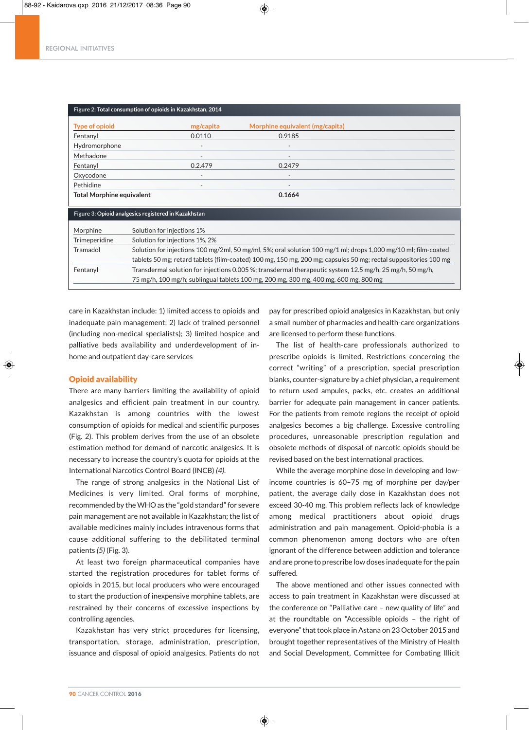Figure 2: Total consumption of opioids in Kazakhstan, 2014

| Type of opioid | mg/capita | Morphine equivalent (mg/capita) |
|---|---|---|
| Fentanyl | 0.0110 | 0.9185 |
| Hydromorphone | - | - |
| Methadone | - | - |
| Fentanyl | 0.2.479 | 0.2479 |
| Oxycodone | - | - |
| Pethidine | - | - |
| **Total Morphine equivalent** | | **0.1664** |

Figure 3: Opioid analgesics registered in Kazakhstan

| | |
|---|---|
| Morphine | Solution for injections 1% |
| Trimeperidine | Solution for injections 1%, 2% |
| Tramadol | Solution for injections 100 mg/2ml, 50 mg/ml, 5%; oral solution 100 mg/1 ml; drops 1,000 mg/10 ml; film-coated tablets 50 mg; retard tablets (film-coated) 100 mg, 150 mg, 200 mg; capsules 50 mg; rectal suppositories 100 mg |
| Fentanyl | Transdermal solution for injections 0.005 %; transdermal therapeutic system 12.5 mg/h, 25 mg/h, 50 mg/h, 75 mg/h, 100 mg/h; sublingual tablets 100 mg, 200 mg, 300 mg, 400 mg, 600 mg, 800 mg |

care in Kazakhstan include: 1) limited access to opioids and inadequate pain management; 2) lack of trained personnel (including non-medical specialists); 3) limited hospice and palliative beds availability and underdevelopment of in-home and outpatient day-care services

## Opioid availability

There are many barriers limiting the availability of opioid analgesics and efficient pain treatment in our country. Kazakhstan is among countries with the lowest consumption of opioids for medical and scientific purposes (Fig. 2). This problem derives from the use of an obsolete estimation method for demand of narcotic analgesics. It is necessary to increase the country's quota for opioids at the International Narcotics Control Board (INCB) *(4).*

The range of strong analgesics in the National List of Medicines is very limited. Oral forms of morphine, recommended by the WHO as the "gold standard" for severe pain management are not available in Kazakhstan; the list of available medicines mainly includes intravenous forms that cause additional suffering to the debilitated terminal patients *(5)* (Fig. 3).

At least two foreign pharmaceutical companies have started the registration procedures for tablet forms of opioids in 2015, but local producers who were encouraged to start the production of inexpensive morphine tablets, are restrained by their concerns of excessive inspections by controlling agencies.

Kazakhstan has very strict procedures for licensing, transportation, storage, administration, prescription, issuance and disposal of opioid analgesics. Patients do not pay for prescribed opioid analgesics in Kazakhstan, but only a small number of pharmacies and health-care organizations are licensed to perform these functions.

The list of health-care professionals authorized to prescribe opioids is limited. Restrictions concerning the correct "writing" of a prescription, special prescription blanks, counter-signature by a chief physician, a requirement to return used ampules, packs, etc. creates an additional barrier for adequate pain management in cancer patients. For the patients from remote regions the receipt of opioid analgesics becomes a big challenge. Excessive controlling procedures, unreasonable prescription regulation and obsolete methods of disposal of narcotic opioids should be revised based on the best international practices.

While the average morphine dose in developing and low-income countries is 60–75 mg of morphine per day/per patient, the average daily dose in Kazakhstan does not exceed 30-40 mg. This problem reflects lack of knowledge among medical practitioners about opioid drugs administration and pain management. Opioid-phobia is a common phenomenon among doctors who are often ignorant of the difference between addiction and tolerance and are prone to prescribe low doses inadequate for the pain suffered.

The above mentioned and other issues connected with access to pain treatment in Kazakhstan were discussed at the conference on "Palliative care – new quality of life" and at the roundtable on "Accessible opioids – the right of everyone" that took place in Astana on 23 October 2015 and brought together representatives of the Ministry of Health and Social Development, Committee for Combating Illicit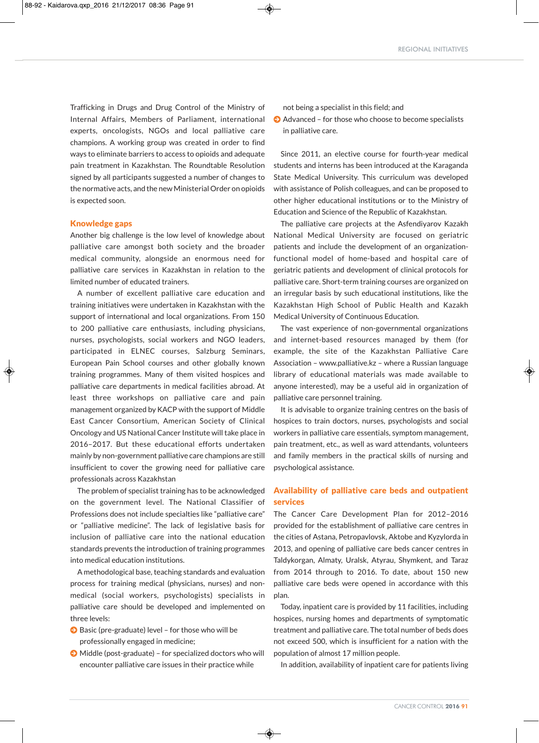Trafficking in Drugs and Drug Control of the Ministry of Internal Affairs, Members of Parliament, international experts, oncologists, NGOs and local palliative care champions. A working group was created in order to find ways to eliminate barriers to access to opioids and adequate pain treatment in Kazakhstan. The Roundtable Resolution signed by all participants suggested a number of changes to the normative acts, and the new Ministerial Order on opioids is expected soon.

## Knowledge gaps

Another big challenge is the low level of knowledge about palliative care amongst both society and the broader medical community, alongside an enormous need for palliative care services in Kazakhstan in relation to the limited number of educated trainers.

A number of excellent palliative care education and training initiatives were undertaken in Kazakhstan with the support of international and local organizations. From 150 to 200 palliative care enthusiasts, including physicians, nurses, psychologists, social workers and NGO leaders, participated in ELNEC courses, Salzburg Seminars, European Pain School courses and other globally known training programmes. Many of them visited hospices and palliative care departments in medical facilities abroad. At least three workshops on palliative care and pain management organized by KACP with the support of Middle East Cancer Consortium, American Society of Clinical Oncology and US National Cancer Institute will take place in 2016–2017. But these educational efforts undertaken mainly by non-government palliative care champions are still insufficient to cover the growing need for palliative care professionals across Kazakhstan

The problem of specialist training has to be acknowledged on the government level. The National Classifier of Professions does not include specialties like "palliative care" or "palliative medicine". The lack of legislative basis for inclusion of palliative care into the national education standards prevents the introduction of training programmes into medical education institutions.

A methodological base, teaching standards and evaluation process for training medical (physicians, nurses) and non-medical (social workers, psychologists) specialists in palliative care should be developed and implemented on three levels:

- Basic (pre-graduate) level – for those who will be professionally engaged in medicine;
- Middle (post-graduate) – for specialized doctors who will encounter palliative care issues in their practice while not being a specialist in this field; and
- Advanced – for those who choose to become specialists in palliative care.

Since 2011, an elective course for fourth-year medical students and interns has been introduced at the Karaganda State Medical University. This curriculum was developed with assistance of Polish colleagues, and can be proposed to other higher educational institutions or to the Ministry of Education and Science of the Republic of Kazakhstan.

The palliative care projects at the Asfendiyarov Kazakh National Medical University are focused on geriatric patients and include the development of an organization-functional model of home-based and hospital care of geriatric patients and development of clinical protocols for palliative care. Short-term training courses are organized on an irregular basis by such educational institutions, like the Kazakhstan High School of Public Health and Kazakh Medical University of Continuous Education.

The vast experience of non-governmental organizations and internet-based resources managed by them (for example, the site of the Kazakhstan Palliative Care Association – www.palliative.kz – where a Russian language library of educational materials was made available to anyone interested), may be a useful aid in organization of palliative care personnel training.

It is advisable to organize training centres on the basis of hospices to train doctors, nurses, psychologists and social workers in palliative care essentials, symptom management, pain treatment, etc., as well as ward attendants, volunteers and family members in the practical skills of nursing and psychological assistance.

## Availability of palliative care beds and outpatient services

The Cancer Care Development Plan for 2012–2016 provided for the establishment of palliative care centres in the cities of Astana, Petropavlovsk, Aktobe and Kyzylorda in 2013, and opening of palliative care beds cancer centres in Taldykorgan, Almaty, Uralsk, Atyrau, Shymkent, and Taraz from 2014 through to 2016. To date, about 150 new palliative care beds were opened in accordance with this plan.

Today, inpatient care is provided by 11 facilities, including hospices, nursing homes and departments of symptomatic treatment and palliative care. The total number of beds does not exceed 500, which is insufficient for a nation with the population of almost 17 million people.

In addition, availability of inpatient care for patients living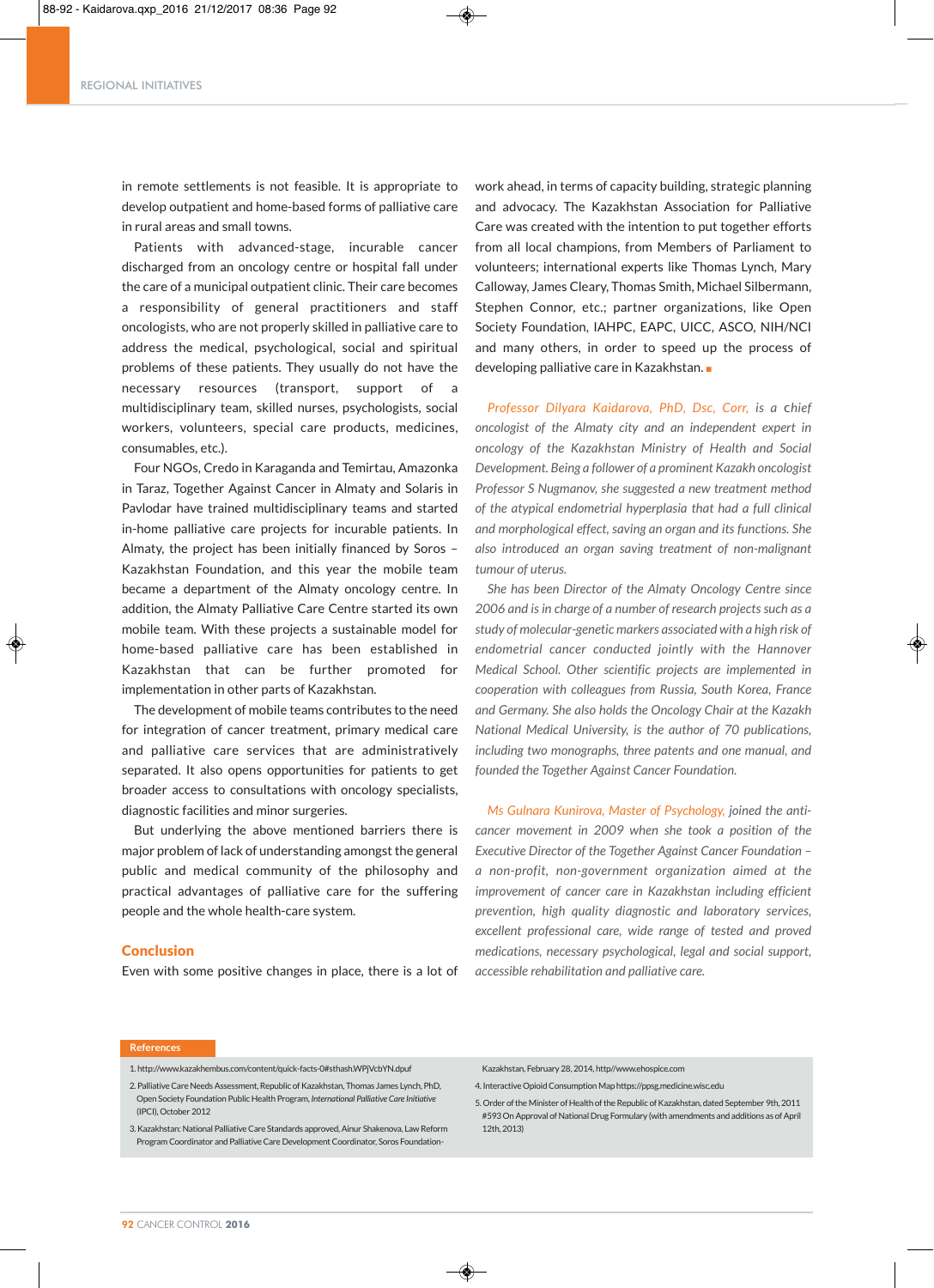in remote settlements is not feasible. It is appropriate to develop outpatient and home-based forms of palliative care in rural areas and small towns.

Patients with advanced-stage, incurable cancer discharged from an oncology centre or hospital fall under the care of a municipal outpatient clinic. Their care becomes a responsibility of general practitioners and staff oncologists, who are not properly skilled in palliative care to address the medical, psychological, social and spiritual problems of these patients. They usually do not have the necessary resources (transport, support of a multidisciplinary team, skilled nurses, psychologists, social workers, volunteers, special care products, medicines, consumables, etc.).

Four NGOs, Credo in Karaganda and Temirtau, Amazonka in Taraz, Together Against Cancer in Almaty and Solaris in Pavlodar have trained multidisciplinary teams and started in-home palliative care projects for incurable patients. In Almaty, the project has been initially financed by Soros – Kazakhstan Foundation, and this year the mobile team became a department of the Almaty oncology centre. In addition, the Almaty Palliative Care Centre started its own mobile team. With these projects a sustainable model for home-based palliative care has been established in Kazakhstan that can be further promoted for implementation in other parts of Kazakhstan.

The development of mobile teams contributes to the need for integration of cancer treatment, primary medical care and palliative care services that are administratively separated. It also opens opportunities for patients to get broader access to consultations with oncology specialists, diagnostic facilities and minor surgeries.

But underlying the above mentioned barriers there is major problem of lack of understanding amongst the general public and medical community of the philosophy and practical advantages of palliative care for the suffering people and the whole health-care system.

## Conclusion

Even with some positive changes in place, there is a lot of work ahead, in terms of capacity building, strategic planning and advocacy. The Kazakhstan Association for Palliative Care was created with the intention to put together efforts from all local champions, from Members of Parliament to volunteers; international experts like Thomas Lynch, Mary Calloway, James Cleary, Thomas Smith, Michael Silbermann, Stephen Connor, etc.; partner organizations, like Open Society Foundation, IAHPC, EAPC, UICC, ASCO, NIH/NCI and many others, in order to speed up the process of developing palliative care in Kazakhstan. ■

*Professor Dilyara Kaidarova, PhD, Dsc, Corr, is a chief oncologist of the Almaty city and an independent expert in oncology of the Kazakhstan Ministry of Health and Social Development. Being a follower of a prominent Kazakh oncologist Professor S Nugmanov, she suggested a new treatment method of the atypical endometrial hyperplasia that had a full clinical and morphological effect, saving an organ and its functions. She also introduced an organ saving treatment of non-malignant tumour of uterus.*

*She has been Director of the Almaty Oncology Centre since 2006 and is in charge of a number of research projects such as a study of molecular-genetic markers associated with a high risk of endometrial cancer conducted jointly with the Hannover Medical School. Other scientific projects are implemented in cooperation with colleagues from Russia, South Korea, France and Germany. She also holds the Oncology Chair at the Kazakh National Medical University, is the author of 70 publications, including two monographs, three patents and one manual, and founded the Together Against Cancer Foundation.*

*Ms Gulnara Kunirova, Master of Psychology, joined the anti-cancer movement in 2009 when she took a position of the Executive Director of the Together Against Cancer Foundation – a non-profit, non-government organization aimed at the improvement of cancer care in Kazakhstan including efficient prevention, high quality diagnostic and laboratory services, excellent professional care, wide range of tested and proved medications, necessary psychological, legal and social support, accessible rehabilitation and palliative care.*

### References

1. http://www.kazakhembus.com/content/quick-facts-0#sthash.WPjVcbYN.dpuf
2. Palliative Care Needs Assessment, Republic of Kazakhstan, Thomas James Lynch, PhD, Open Society Foundation Public Health Program, *International Palliative Care Initiative* (IPCI), October 2012
3. Kazakhstan: National Palliative Care Standards approved, Ainur Shakenova, Law Reform Program Coordinator and Palliative Care Development Coordinator, Soros Foundation-Kazakhstan, February 28, 2014, http//www.ehospice.com
4. Interactive Opioid Consumption Map https://ppsg.medicine.wisc.edu
5. Order of the Minister of Health of the Republic of Kazakhstan, dated September 9th, 2011 #593 On Approval of National Drug Formulary (with amendments and additions as of April 12th, 2013)